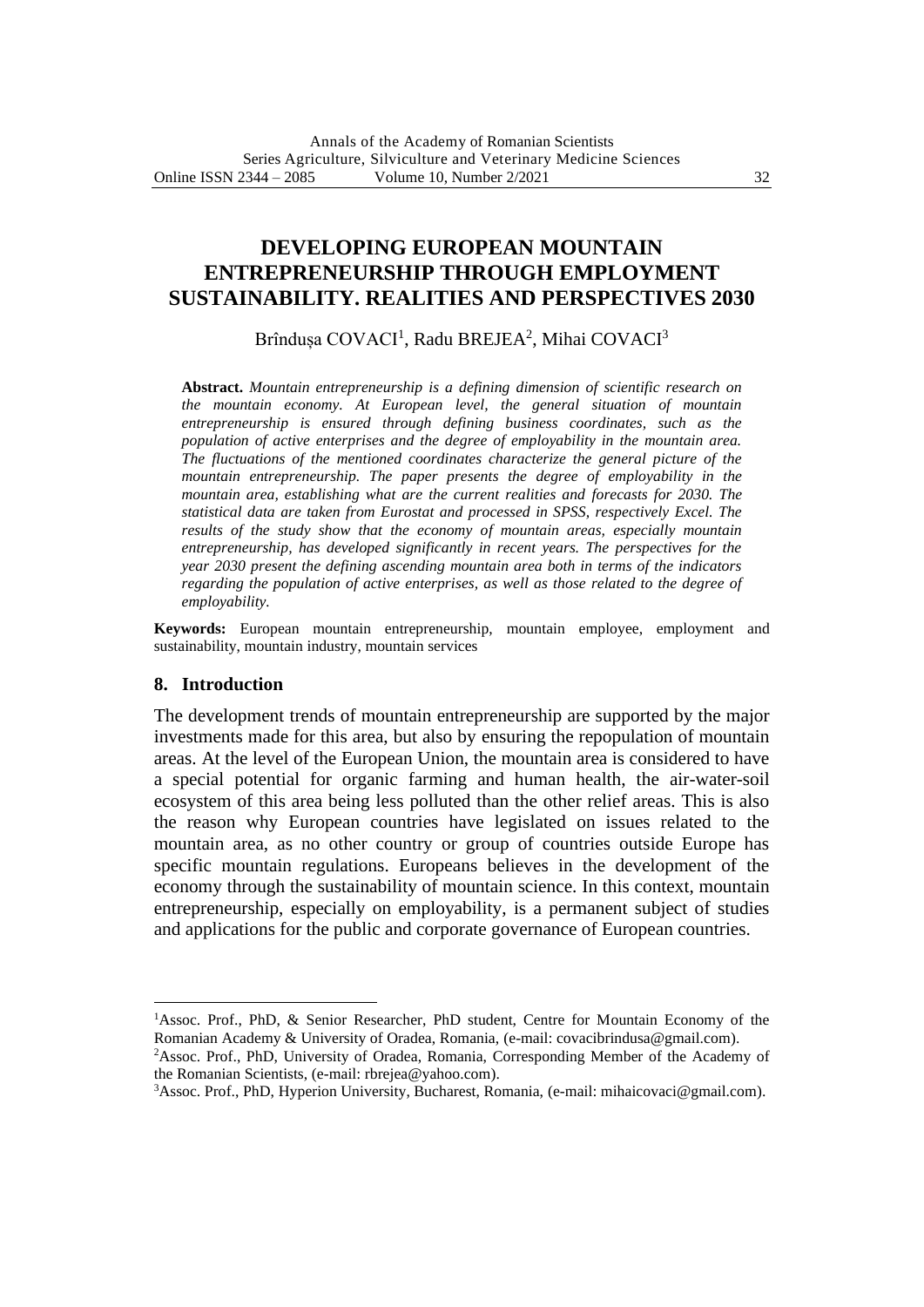# DEVELOPING EUROPEAN MOUNTAIN ENTREPRENEURSHIP THROUGH EMPLOYMENT SUSTAINABILITY. REALITIES AND PERSPECTIVES 2030

Brîndușa COVACI[1], Radu BREJEA[2], Mihai COVACI[3]

**Abstract.** *Mountain entrepreneurship is a defining dimension of scientific research on the mountain economy. At European level, the general situation of mountain entrepreneurship is ensured through defining business coordinates, such as the population of active enterprises and the degree of employability in the mountain area. The fluctuations of the mentioned coordinates characterize the general picture of the mountain entrepreneurship. The paper presents the degree of employability in the mountain area, establishing what are the current realities and forecasts for 2030. The statistical data are taken from Eurostat and processed in SPSS, respectively Excel. The results of the study show that the economy of mountain areas, especially mountain entrepreneurship, has developed significantly in recent years. The perspectives for the year 2030 present the defining ascending mountain area both in terms of the indicators regarding the population of active enterprises, as well as those related to the degree of employability.*

**Keywords:** European mountain entrepreneurship, mountain employee, employment and sustainability, mountain industry, mountain services

## 8. Introduction

The development trends of mountain entrepreneurship are supported by the major investments made for this area, but also by ensuring the repopulation of mountain areas. At the level of the European Union, the mountain area is considered to have a special potential for organic farming and human health, the air-water-soil ecosystem of this area being less polluted than the other relief areas. This is also the reason why European countries have legislated on issues related to the mountain area, as no other country or group of countries outside Europe has specific mountain regulations. Europeans believes in the development of the economy through the sustainability of mountain science. In this context, mountain entrepreneurship, especially on employability, is a permanent subject of studies and applications for the public and corporate governance of European countries.

---

[1]Assoc. Prof., PhD, & Senior Researcher, PhD student, Centre for Mountain Economy of the Romanian Academy & University of Oradea, Romania, (e-mail: covacibrindusa@gmail.com).

[2]Assoc. Prof., PhD, University of Oradea, Romania, Corresponding Member of the Academy of the Romanian Scientists, (e-mail: rbrejea@yahoo.com).

[3]Assoc. Prof., PhD, Hyperion University, Bucharest, Romania, (e-mail: mihaicovaci@gmail.com).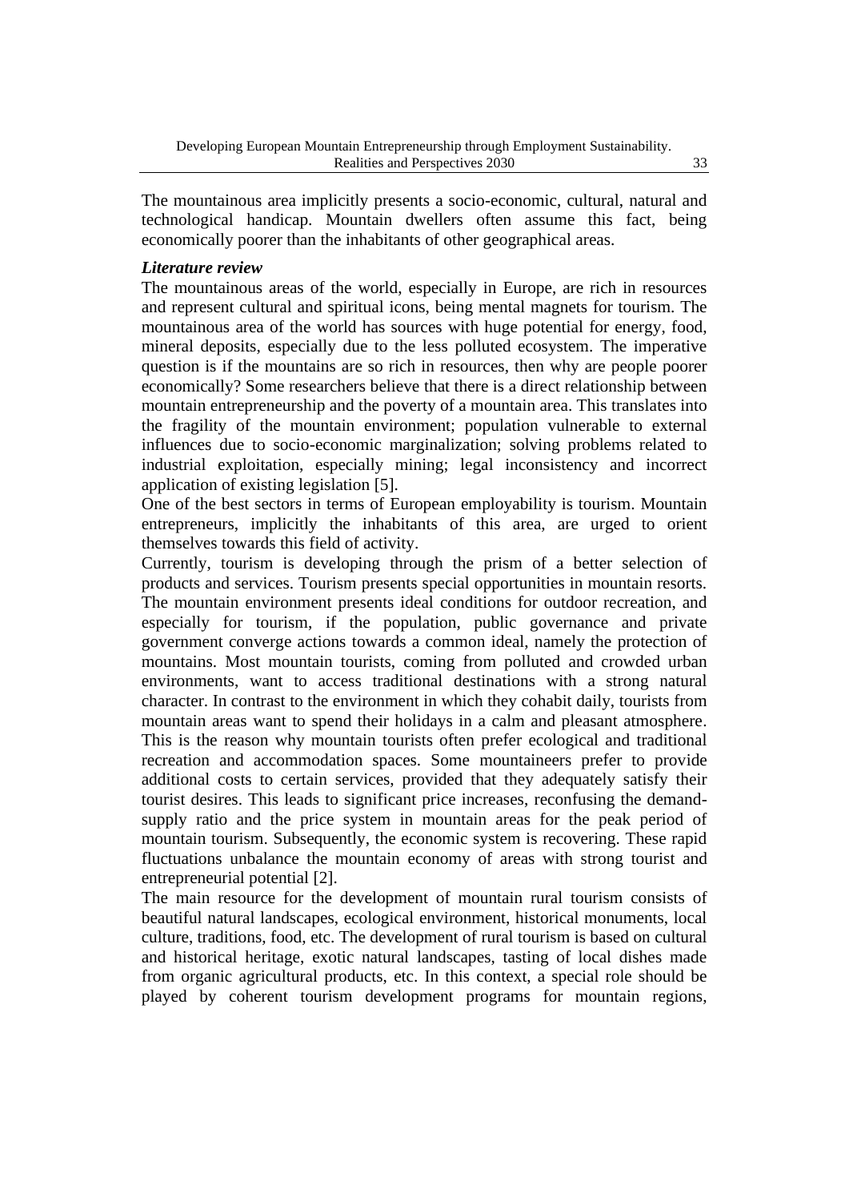The mountainous area implicitly presents a socio-economic, cultural, natural and technological handicap. Mountain dwellers often assume this fact, being economically poorer than the inhabitants of other geographical areas.

### *Literature review*

The mountainous areas of the world, especially in Europe, are rich in resources and represent cultural and spiritual icons, being mental magnets for tourism. The mountainous area of the world has sources with huge potential for energy, food, mineral deposits, especially due to the less polluted ecosystem. The imperative question is if the mountains are so rich in resources, then why are people poorer economically? Some researchers believe that there is a direct relationship between mountain entrepreneurship and the poverty of a mountain area. This translates into the fragility of the mountain environment; population vulnerable to external influences due to socio-economic marginalization; solving problems related to industrial exploitation, especially mining; legal inconsistency and incorrect application of existing legislation [5].

One of the best sectors in terms of European employability is tourism. Mountain entrepreneurs, implicitly the inhabitants of this area, are urged to orient themselves towards this field of activity.

Currently, tourism is developing through the prism of a better selection of products and services. Tourism presents special opportunities in mountain resorts. The mountain environment presents ideal conditions for outdoor recreation, and especially for tourism, if the population, public governance and private government converge actions towards a common ideal, namely the protection of mountains. Most mountain tourists, coming from polluted and crowded urban environments, want to access traditional destinations with a strong natural character. In contrast to the environment in which they cohabit daily, tourists from mountain areas want to spend their holidays in a calm and pleasant atmosphere. This is the reason why mountain tourists often prefer ecological and traditional recreation and accommodation spaces. Some mountaineers prefer to provide additional costs to certain services, provided that they adequately satisfy their tourist desires. This leads to significant price increases, reconfusing the demand-supply ratio and the price system in mountain areas for the peak period of mountain tourism. Subsequently, the economic system is recovering. These rapid fluctuations unbalance the mountain economy of areas with strong tourist and entrepreneurial potential [2].

The main resource for the development of mountain rural tourism consists of beautiful natural landscapes, ecological environment, historical monuments, local culture, traditions, food, etc. The development of rural tourism is based on cultural and historical heritage, exotic natural landscapes, tasting of local dishes made from organic agricultural products, etc. In this context, a special role should be played by coherent tourism development programs for mountain regions,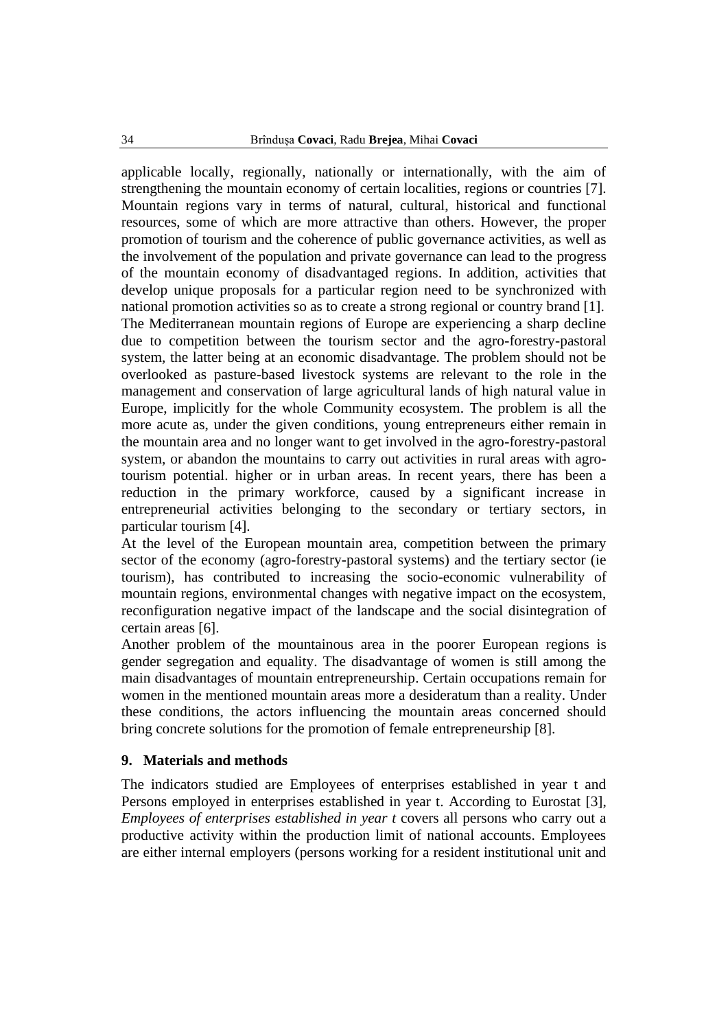applicable locally, regionally, nationally or internationally, with the aim of strengthening the mountain economy of certain localities, regions or countries [7]. Mountain regions vary in terms of natural, cultural, historical and functional resources, some of which are more attractive than others. However, the proper promotion of tourism and the coherence of public governance activities, as well as the involvement of the population and private governance can lead to the progress of the mountain economy of disadvantaged regions. In addition, activities that develop unique proposals for a particular region need to be synchronized with national promotion activities so as to create a strong regional or country brand [1].
The Mediterranean mountain regions of Europe are experiencing a sharp decline due to competition between the tourism sector and the agro-forestry-pastoral system, the latter being at an economic disadvantage. The problem should not be overlooked as pasture-based livestock systems are relevant to the role in the management and conservation of large agricultural lands of high natural value in Europe, implicitly for the whole Community ecosystem. The problem is all the more acute as, under the given conditions, young entrepreneurs either remain in the mountain area and no longer want to get involved in the agro-forestry-pastoral system, or abandon the mountains to carry out activities in rural areas with agro-tourism potential. higher or in urban areas. In recent years, there has been a reduction in the primary workforce, caused by a significant increase in entrepreneurial activities belonging to the secondary or tertiary sectors, in particular tourism [4].
At the level of the European mountain area, competition between the primary sector of the economy (agro-forestry-pastoral systems) and the tertiary sector (ie tourism), has contributed to increasing the socio-economic vulnerability of mountain regions, environmental changes with negative impact on the ecosystem, reconfiguration negative impact of the landscape and the social disintegration of certain areas [6].
Another problem of the mountainous area in the poorer European regions is gender segregation and equality. The disadvantage of women is still among the main disadvantages of mountain entrepreneurship. Certain occupations remain for women in the mentioned mountain areas more a desideratum than a reality. Under these conditions, the actors influencing the mountain areas concerned should bring concrete solutions for the promotion of female entrepreneurship [8].

## 9. Materials and methods

The indicators studied are Employees of enterprises established in year t and Persons employed in enterprises established in year t. According to Eurostat [3], *Employees of enterprises established in year t* covers all persons who carry out a productive activity within the production limit of national accounts. Employees are either internal employers (persons working for a resident institutional unit and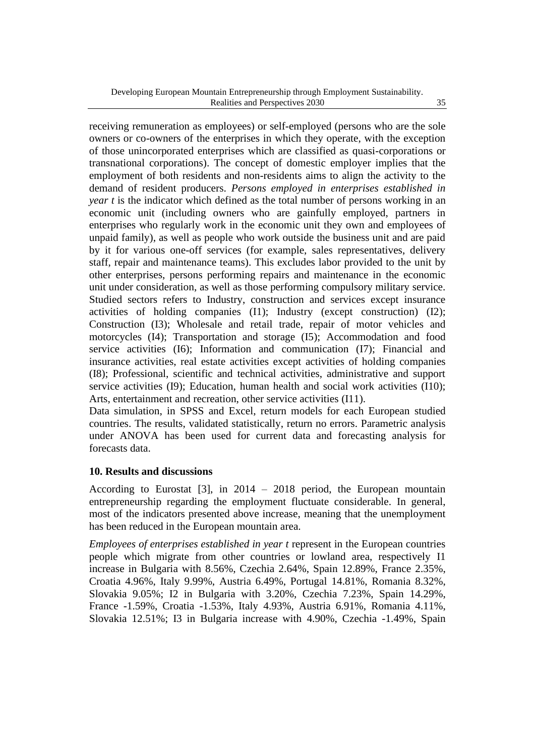receiving remuneration as employees) or self-employed (persons who are the sole owners or co-owners of the enterprises in which they operate, with the exception of those unincorporated enterprises which are classified as quasi-corporations or transnational corporations). The concept of domestic employer implies that the employment of both residents and non-residents aims to align the activity to the demand of resident producers. *Persons employed in enterprises established in year t* is the indicator which defined as the total number of persons working in an economic unit (including owners who are gainfully employed, partners in enterprises who regularly work in the economic unit they own and employees of unpaid family), as well as people who work outside the business unit and are paid by it for various one-off services (for example, sales representatives, delivery staff, repair and maintenance teams). This excludes labor provided to the unit by other enterprises, persons performing repairs and maintenance in the economic unit under consideration, as well as those performing compulsory military service. Studied sectors refers to Industry, construction and services except insurance activities of holding companies (I1); Industry (except construction) (I2); Construction (I3); Wholesale and retail trade, repair of motor vehicles and motorcycles (I4); Transportation and storage (I5); Accommodation and food service activities (I6); Information and communication (I7); Financial and insurance activities, real estate activities except activities of holding companies (I8); Professional, scientific and technical activities, administrative and support service activities (I9); Education, human health and social work activities (I10); Arts, entertainment and recreation, other service activities (I11).

Data simulation, in SPSS and Excel, return models for each European studied countries. The results, validated statistically, return no errors. Parametric analysis under ANOVA has been used for current data and forecasting analysis for forecasts data.

## 10. Results and discussions

According to Eurostat [3], in 2014 – 2018 period, the European mountain entrepreneurship regarding the employment fluctuate considerable. In general, most of the indicators presented above increase, meaning that the unemployment has been reduced in the European mountain area.

*Employees of enterprises established in year t* represent in the European countries people which migrate from other countries or lowland area, respectively I1 increase in Bulgaria with 8.56%, Czechia 2.64%, Spain 12.89%, France 2.35%, Croatia 4.96%, Italy 9.99%, Austria 6.49%, Portugal 14.81%, Romania 8.32%, Slovakia 9.05%; I2 in Bulgaria with 3.20%, Czechia 7.23%, Spain 14.29%, France -1.59%, Croatia -1.53%, Italy 4.93%, Austria 6.91%, Romania 4.11%, Slovakia 12.51%; I3 in Bulgaria increase with 4.90%, Czechia -1.49%, Spain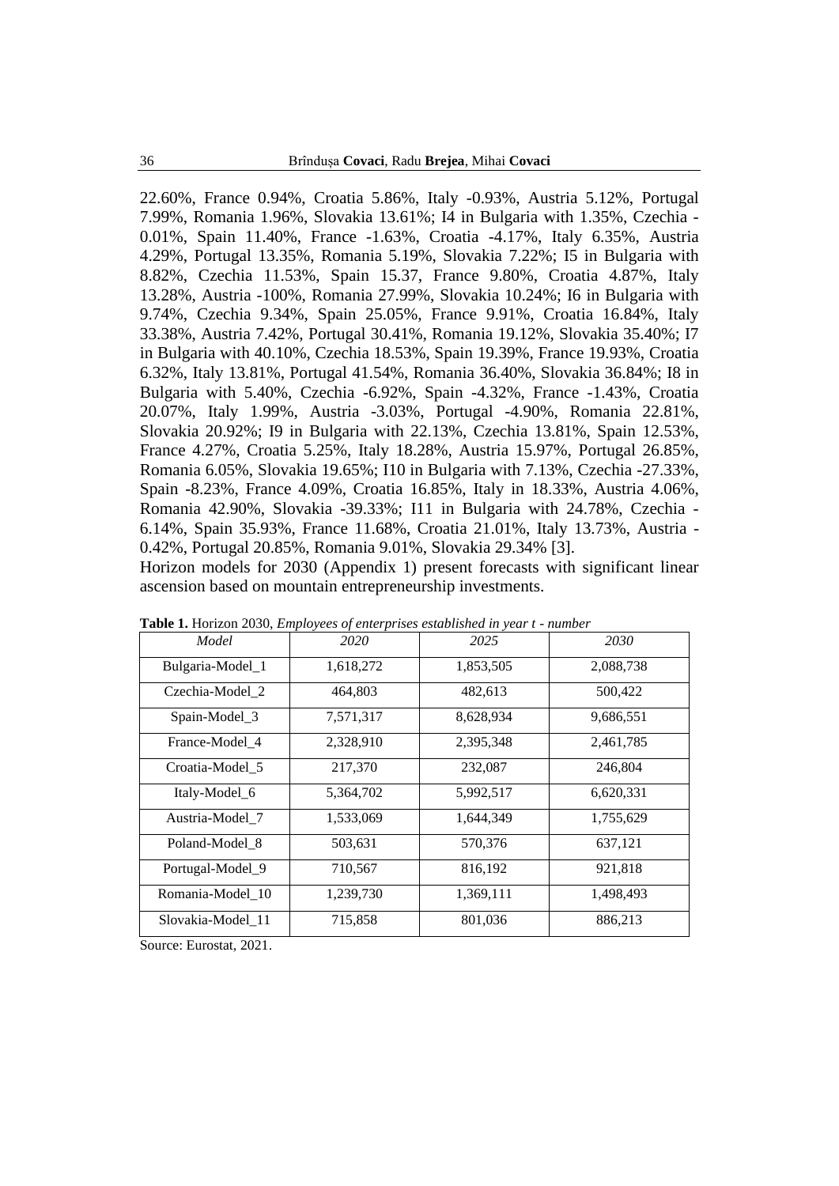22.60%, France 0.94%, Croatia 5.86%, Italy -0.93%, Austria 5.12%, Portugal 7.99%, Romania 1.96%, Slovakia 13.61%; I4 in Bulgaria with 1.35%, Czechia -0.01%, Spain 11.40%, France -1.63%, Croatia -4.17%, Italy 6.35%, Austria 4.29%, Portugal 13.35%, Romania 5.19%, Slovakia 7.22%; I5 in Bulgaria with 8.82%, Czechia 11.53%, Spain 15.37, France 9.80%, Croatia 4.87%, Italy 13.28%, Austria -100%, Romania 27.99%, Slovakia 10.24%; I6 in Bulgaria with 9.74%, Czechia 9.34%, Spain 25.05%, France 9.91%, Croatia 16.84%, Italy 33.38%, Austria 7.42%, Portugal 30.41%, Romania 19.12%, Slovakia 35.40%; I7 in Bulgaria with 40.10%, Czechia 18.53%, Spain 19.39%, France 19.93%, Croatia 6.32%, Italy 13.81%, Portugal 41.54%, Romania 36.40%, Slovakia 36.84%; I8 in Bulgaria with 5.40%, Czechia -6.92%, Spain -4.32%, France -1.43%, Croatia 20.07%, Italy 1.99%, Austria -3.03%, Portugal -4.90%, Romania 22.81%, Slovakia 20.92%; I9 in Bulgaria with 22.13%, Czechia 13.81%, Spain 12.53%, France 4.27%, Croatia 5.25%, Italy 18.28%, Austria 15.97%, Portugal 26.85%, Romania 6.05%, Slovakia 19.65%; I10 in Bulgaria with 7.13%, Czechia -27.33%, Spain -8.23%, France 4.09%, Croatia 16.85%, Italy in 18.33%, Austria 4.06%, Romania 42.90%, Slovakia -39.33%; I11 in Bulgaria with 24.78%, Czechia -6.14%, Spain 35.93%, France 11.68%, Croatia 21.01%, Italy 13.73%, Austria -0.42%, Portugal 20.85%, Romania 9.01%, Slovakia 29.34% [3].

Horizon models for 2030 (Appendix 1) present forecasts with significant linear ascension based on mountain entrepreneurship investments.

**Table 1.** Horizon 2030, *Employees of enterprises established in year t - number*

| *Model* | *2020* | *2025* | *2030* |
|---|---|---|---|
| Bulgaria-Model_1 | 1,618,272 | 1,853,505 | 2,088,738 |
| Czechia-Model_2 | 464,803 | 482,613 | 500,422 |
| Spain-Model_3 | 7,571,317 | 8,628,934 | 9,686,551 |
| France-Model_4 | 2,328,910 | 2,395,348 | 2,461,785 |
| Croatia-Model_5 | 217,370 | 232,087 | 246,804 |
| Italy-Model_6 | 5,364,702 | 5,992,517 | 6,620,331 |
| Austria-Model_7 | 1,533,069 | 1,644,349 | 1,755,629 |
| Poland-Model_8 | 503,631 | 570,376 | 637,121 |
| Portugal-Model_9 | 710,567 | 816,192 | 921,818 |
| Romania-Model_10 | 1,239,730 | 1,369,111 | 1,498,493 |
| Slovakia-Model_11 | 715,858 | 801,036 | 886,213 |

Source: Eurostat, 2021.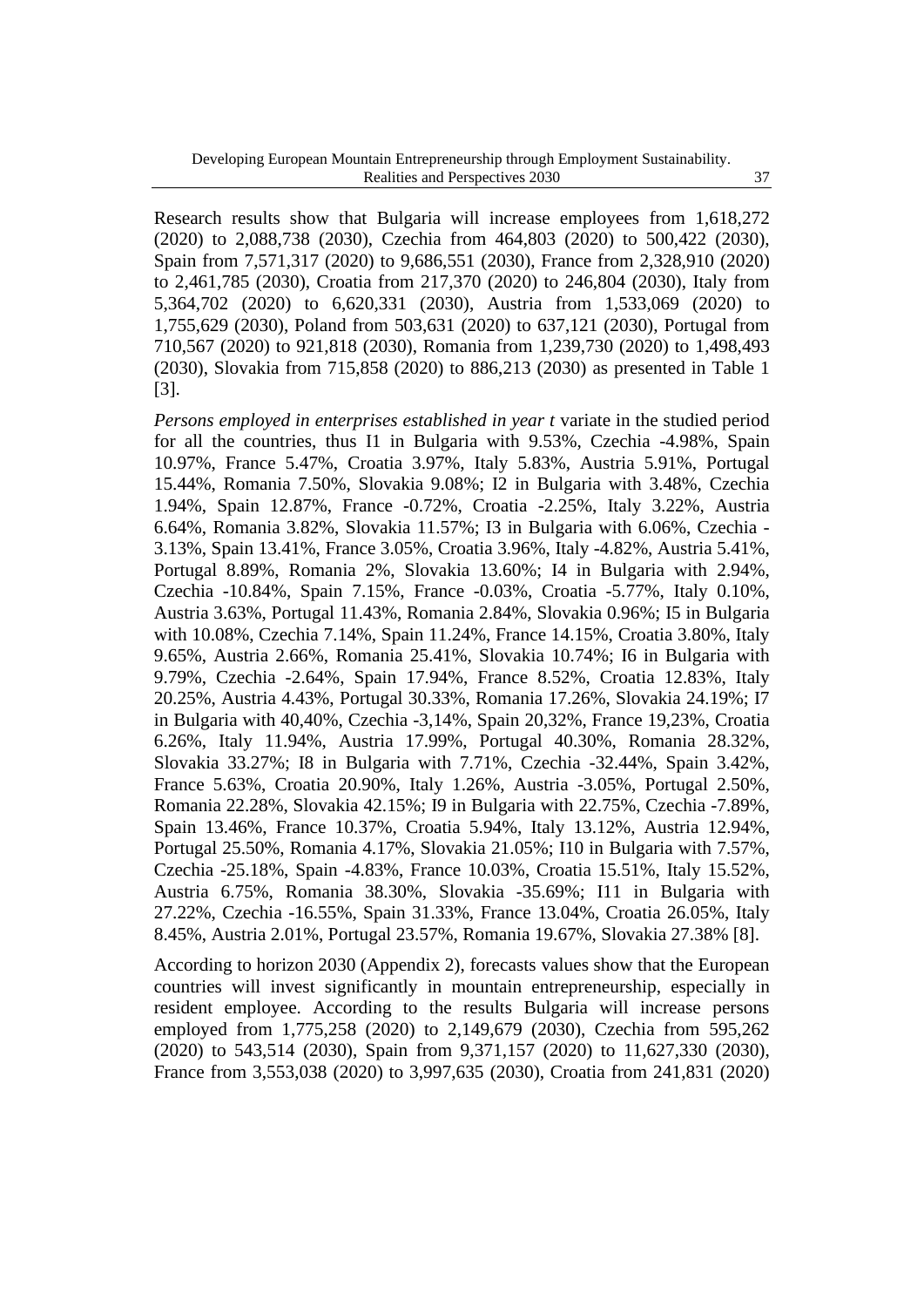Research results show that Bulgaria will increase employees from 1,618,272 (2020) to 2,088,738 (2030), Czechia from 464,803 (2020) to 500,422 (2030), Spain from 7,571,317 (2020) to 9,686,551 (2030), France from 2,328,910 (2020) to 2,461,785 (2030), Croatia from 217,370 (2020) to 246,804 (2030), Italy from 5,364,702 (2020) to 6,620,331 (2030), Austria from 1,533,069 (2020) to 1,755,629 (2030), Poland from 503,631 (2020) to 637,121 (2030), Portugal from 710,567 (2020) to 921,818 (2030), Romania from 1,239,730 (2020) to 1,498,493 (2030), Slovakia from 715,858 (2020) to 886,213 (2030) as presented in Table 1 [3].

*Persons employed in enterprises established in year t* variate in the studied period for all the countries, thus I1 in Bulgaria with 9.53%, Czechia -4.98%, Spain 10.97%, France 5.47%, Croatia 3.97%, Italy 5.83%, Austria 5.91%, Portugal 15.44%, Romania 7.50%, Slovakia 9.08%; I2 in Bulgaria with 3.48%, Czechia 1.94%, Spain 12.87%, France -0.72%, Croatia -2.25%, Italy 3.22%, Austria 6.64%, Romania 3.82%, Slovakia 11.57%; I3 in Bulgaria with 6.06%, Czechia -3.13%, Spain 13.41%, France 3.05%, Croatia 3.96%, Italy -4.82%, Austria 5.41%, Portugal 8.89%, Romania 2%, Slovakia 13.60%; I4 in Bulgaria with 2.94%, Czechia -10.84%, Spain 7.15%, France -0.03%, Croatia -5.77%, Italy 0.10%, Austria 3.63%, Portugal 11.43%, Romania 2.84%, Slovakia 0.96%; I5 in Bulgaria with 10.08%, Czechia 7.14%, Spain 11.24%, France 14.15%, Croatia 3.80%, Italy 9.65%, Austria 2.66%, Romania 25.41%, Slovakia 10.74%; I6 in Bulgaria with 9.79%, Czechia -2.64%, Spain 17.94%, France 8.52%, Croatia 12.83%, Italy 20.25%, Austria 4.43%, Portugal 30.33%, Romania 17.26%, Slovakia 24.19%; I7 in Bulgaria with 40,40%, Czechia -3,14%, Spain 20,32%, France 19,23%, Croatia 6.26%, Italy 11.94%, Austria 17.99%, Portugal 40.30%, Romania 28.32%, Slovakia 33.27%; I8 in Bulgaria with 7.71%, Czechia -32.44%, Spain 3.42%, France 5.63%, Croatia 20.90%, Italy 1.26%, Austria -3.05%, Portugal 2.50%, Romania 22.28%, Slovakia 42.15%; I9 in Bulgaria with 22.75%, Czechia -7.89%, Spain 13.46%, France 10.37%, Croatia 5.94%, Italy 13.12%, Austria 12.94%, Portugal 25.50%, Romania 4.17%, Slovakia 21.05%; I10 in Bulgaria with 7.57%, Czechia -25.18%, Spain -4.83%, France 10.03%, Croatia 15.51%, Italy 15.52%, Austria 6.75%, Romania 38.30%, Slovakia -35.69%; I11 in Bulgaria with 27.22%, Czechia -16.55%, Spain 31.33%, France 13.04%, Croatia 26.05%, Italy 8.45%, Austria 2.01%, Portugal 23.57%, Romania 19.67%, Slovakia 27.38% [8].

According to horizon 2030 (Appendix 2), forecasts values show that the European countries will invest significantly in mountain entrepreneurship, especially in resident employee. According to the results Bulgaria will increase persons employed from 1,775,258 (2020) to 2,149,679 (2030), Czechia from 595,262 (2020) to 543,514 (2030), Spain from 9,371,157 (2020) to 11,627,330 (2030), France from 3,553,038 (2020) to 3,997,635 (2030), Croatia from 241,831 (2020)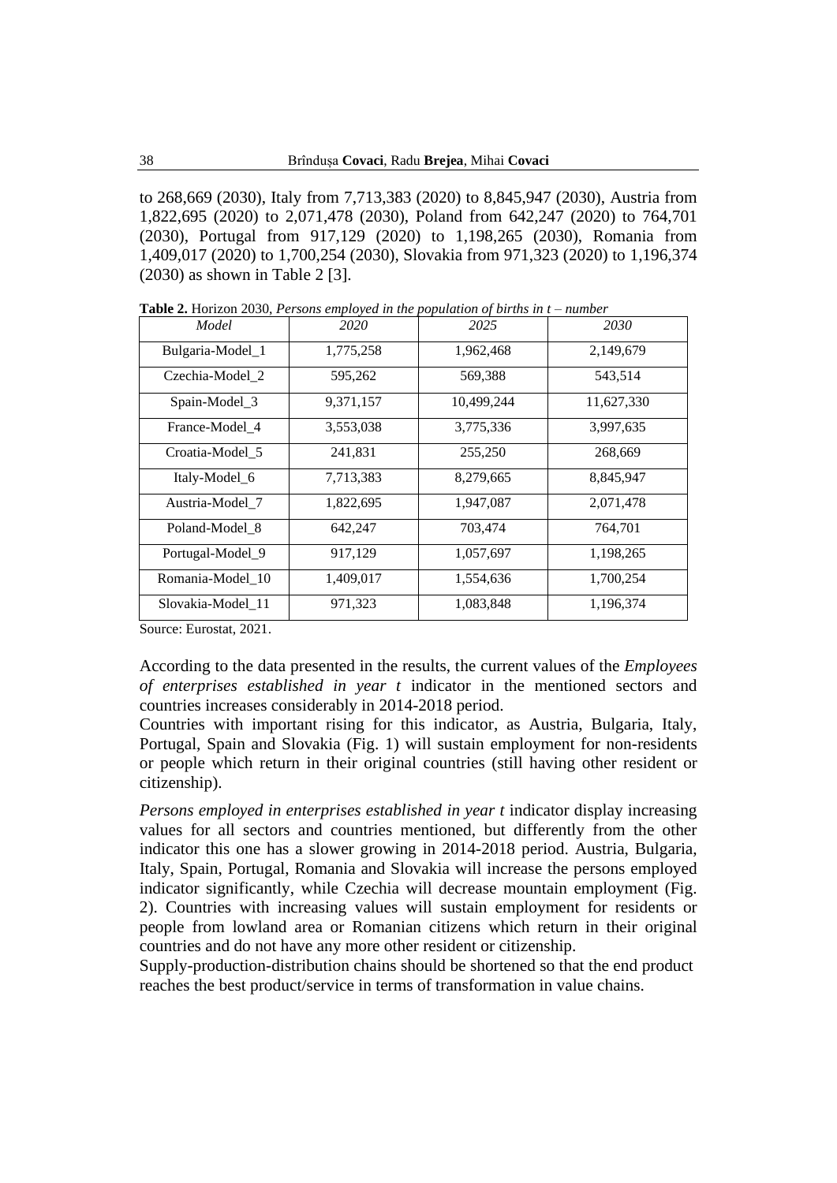to 268,669 (2030), Italy from 7,713,383 (2020) to 8,845,947 (2030), Austria from 1,822,695 (2020) to 2,071,478 (2030), Poland from 642,247 (2020) to 764,701 (2030), Portugal from 917,129 (2020) to 1,198,265 (2030), Romania from 1,409,017 (2020) to 1,700,254 (2030), Slovakia from 971,323 (2020) to 1,196,374 (2030) as shown in Table 2 [3].

**Table 2.** Horizon 2030, *Persons employed in the population of births in t – number*

| *Model* | *2020* | *2025* | *2030* |
|---|---|---|---|
| Bulgaria-Model_1 | 1,775,258 | 1,962,468 | 2,149,679 |
| Czechia-Model_2 | 595,262 | 569,388 | 543,514 |
| Spain-Model_3 | 9,371,157 | 10,499,244 | 11,627,330 |
| France-Model_4 | 3,553,038 | 3,775,336 | 3,997,635 |
| Croatia-Model_5 | 241,831 | 255,250 | 268,669 |
| Italy-Model_6 | 7,713,383 | 8,279,665 | 8,845,947 |
| Austria-Model_7 | 1,822,695 | 1,947,087 | 2,071,478 |
| Poland-Model_8 | 642,247 | 703,474 | 764,701 |
| Portugal-Model_9 | 917,129 | 1,057,697 | 1,198,265 |
| Romania-Model_10 | 1,409,017 | 1,554,636 | 1,700,254 |
| Slovakia-Model_11 | 971,323 | 1,083,848 | 1,196,374 |

Source: Eurostat, 2021.

According to the data presented in the results, the current values of the *Employees of enterprises established in year t* indicator in the mentioned sectors and countries increases considerably in 2014-2018 period.

Countries with important rising for this indicator, as Austria, Bulgaria, Italy, Portugal, Spain and Slovakia (Fig. 1) will sustain employment for non-residents or people which return in their original countries (still having other resident or citizenship).

*Persons employed in enterprises established in year t* indicator display increasing values for all sectors and countries mentioned, but differently from the other indicator this one has a slower growing in 2014-2018 period. Austria, Bulgaria, Italy, Spain, Portugal, Romania and Slovakia will increase the persons employed indicator significantly, while Czechia will decrease mountain employment (Fig. 2). Countries with increasing values will sustain employment for residents or people from lowland area or Romanian citizens which return in their original countries and do not have any more other resident or citizenship.

Supply-production-distribution chains should be shortened so that the end product reaches the best product/service in terms of transformation in value chains.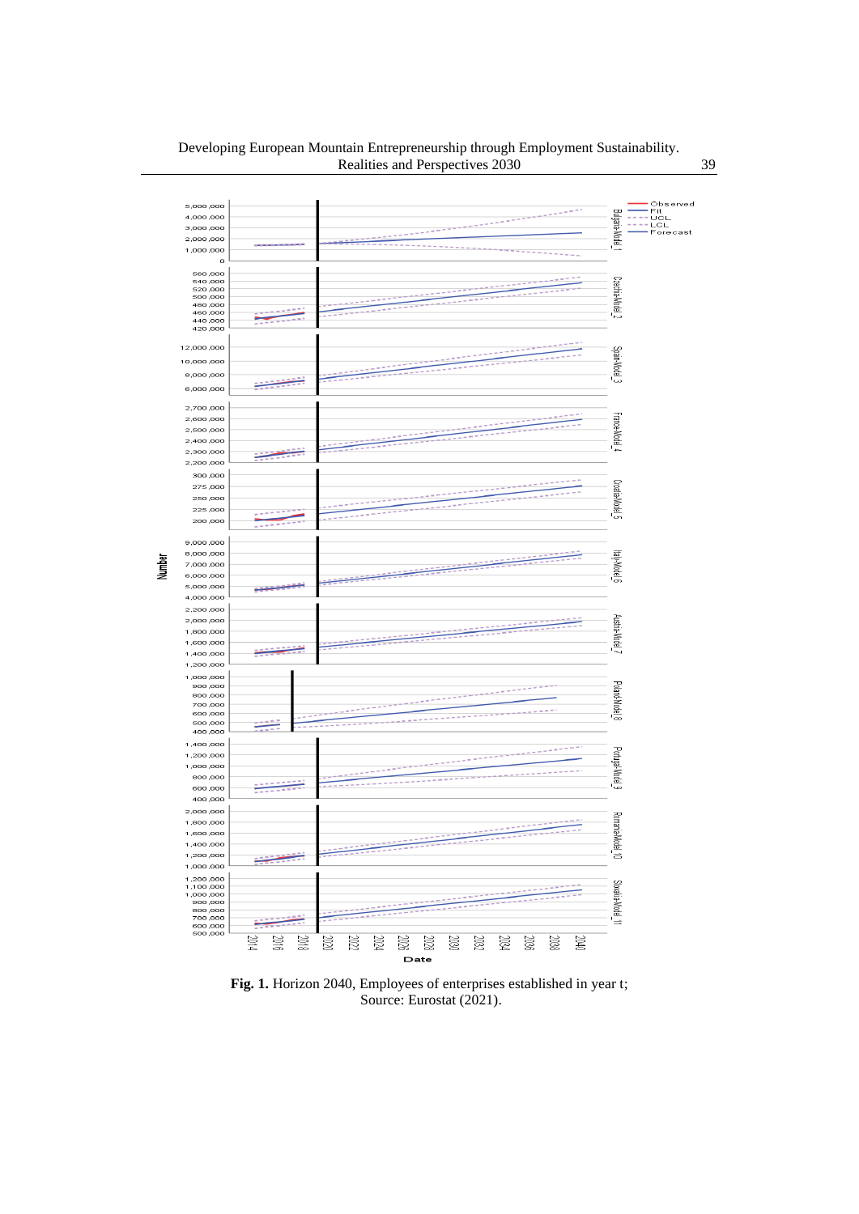**Fig. 1.** Horizon 2040, Employees of enterprises established in year t; Source: Eurostat (2021).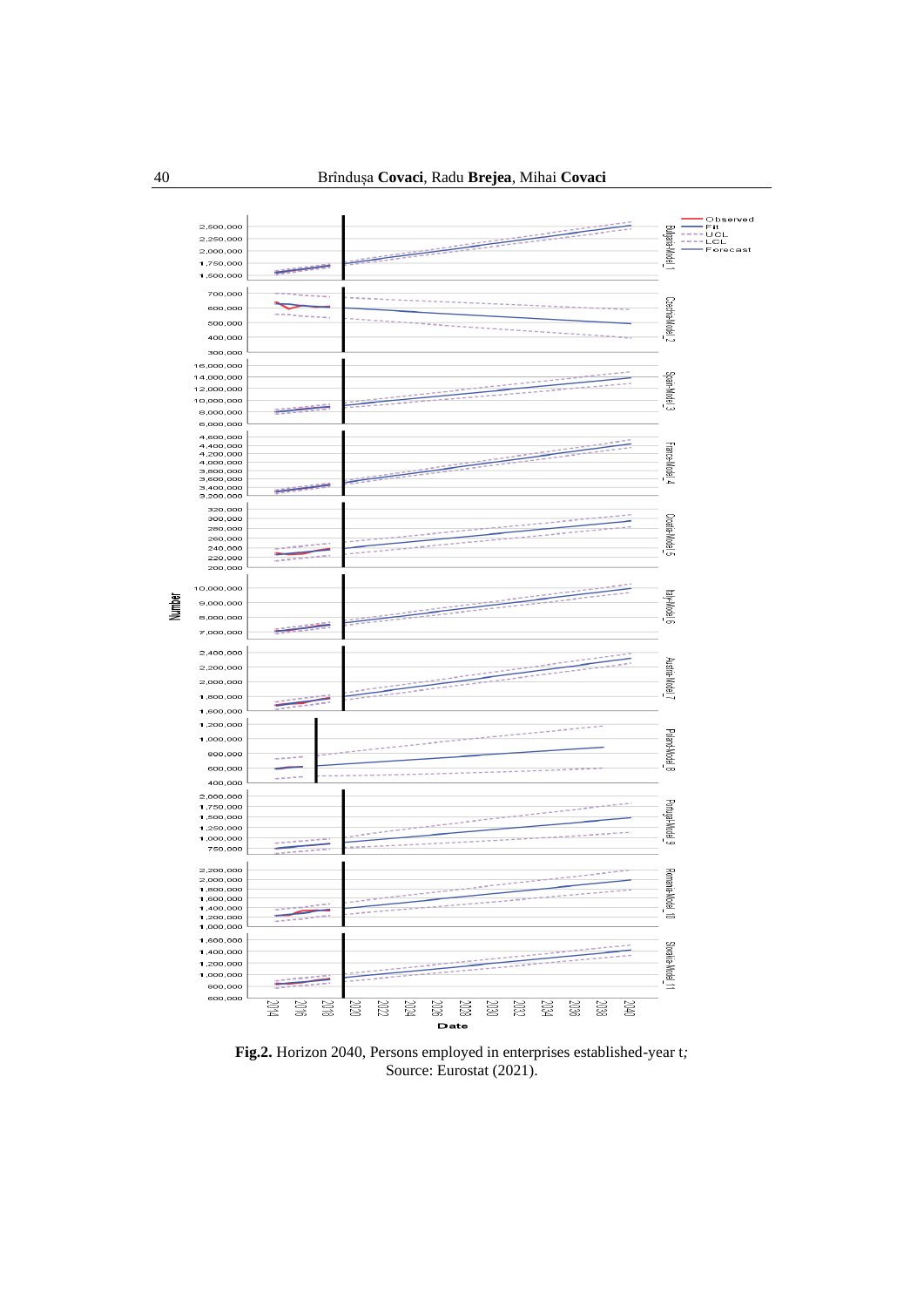**Fig.2.** Horizon 2040, Persons employed in enterprises established-year t; Source: Eurostat (2021).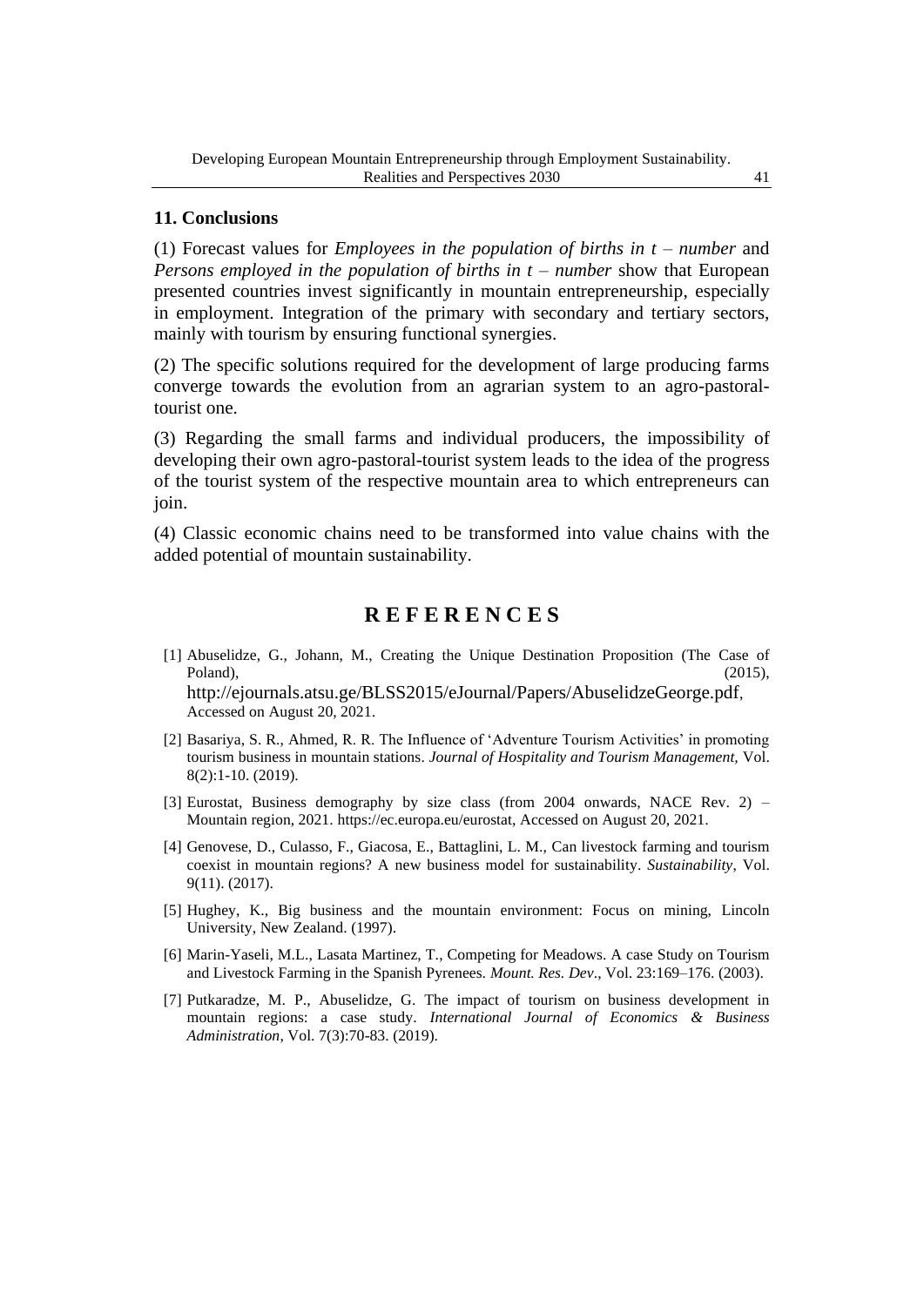## 11. Conclusions

(1) Forecast values for *Employees in the population of births in t – number* and *Persons employed in the population of births in t – number* show that European presented countries invest significantly in mountain entrepreneurship, especially in employment. Integration of the primary with secondary and tertiary sectors, mainly with tourism by ensuring functional synergies.

(2) The specific solutions required for the development of large producing farms converge towards the evolution from an agrarian system to an agro-pastoral-tourist one.

(3) Regarding the small farms and individual producers, the impossibility of developing their own agro-pastoral-tourist system leads to the idea of the progress of the tourist system of the respective mountain area to which entrepreneurs can join.

(4) Classic economic chains need to be transformed into value chains with the added potential of mountain sustainability.

## R E F E R E N C E S

[1] Abuselidze, G., Johann, M., Creating the Unique Destination Proposition (The Case of Poland), (2015), http://ejournals.atsu.ge/BLSS2015/eJournal/Papers/AbuselidzeGeorge.pdf, Accessed on August 20, 2021.

[2] Basariya, S. R., Ahmed, R. R. The Influence of 'Adventure Tourism Activities' in promoting tourism business in mountain stations. *Journal of Hospitality and Tourism Management*, Vol. 8(2):1-10. (2019).

[3] Eurostat, Business demography by size class (from 2004 onwards, NACE Rev. 2) – Mountain region, 2021. https://ec.europa.eu/eurostat, Accessed on August 20, 2021.

[4] Genovese, D., Culasso, F., Giacosa, E., Battaglini, L. M., Can livestock farming and tourism coexist in mountain regions? A new business model for sustainability. *Sustainability*, Vol. 9(11). (2017).

[5] Hughey, K., Big business and the mountain environment: Focus on mining, Lincoln University, New Zealand. (1997).

[6] Marin-Yaseli, M.L., Lasata Martinez, T., Competing for Meadows. A case Study on Tourism and Livestock Farming in the Spanish Pyrenees. *Mount. Res. Dev*., Vol. 23:169–176. (2003).

[7] Putkaradze, M. P., Abuselidze, G. The impact of tourism on business development in mountain regions: a case study. *International Journal of Economics & Business Administration*, Vol. 7(3):70-83. (2019).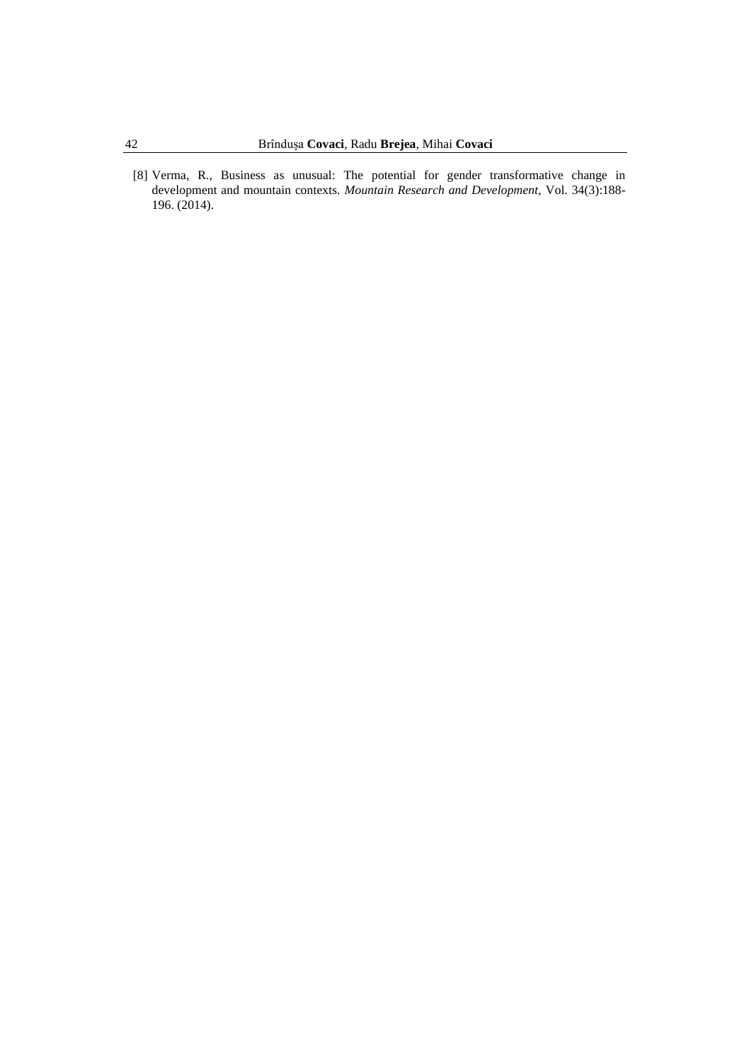[8] Verma, R., Business as unusual: The potential for gender transformative change in development and mountain contexts. *Mountain Research and Development,* Vol. 34(3):188-196. (2014).